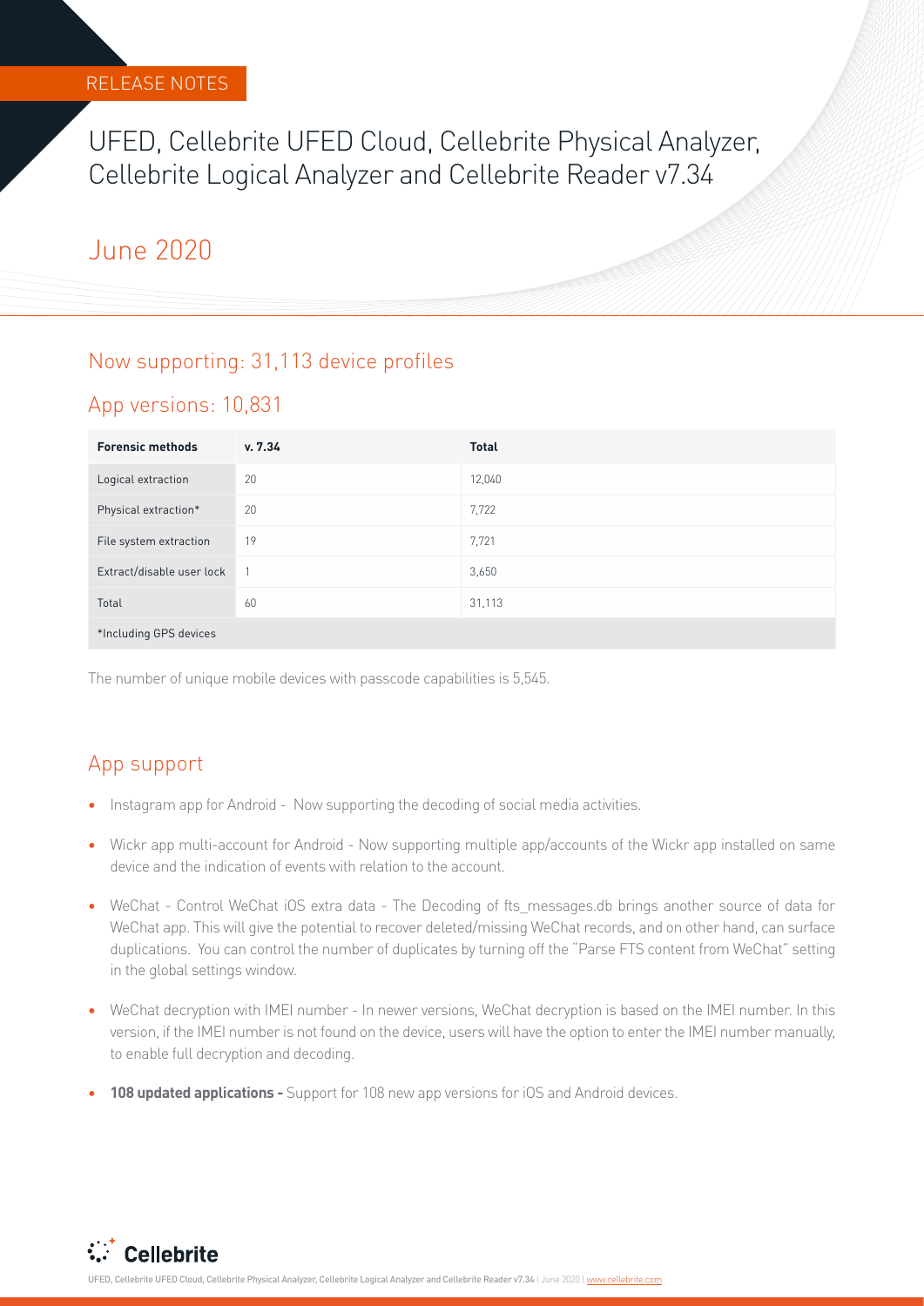RELEASE NOTES

# UFED, Cellebrite UFED Cloud, Cellebrite Physical Analyzer, Cellebrite Logical Analyzer and Cellebrite Reader v7.34

## June 2020

## Now supporting: 31,113 device profiles

## App versions: 10,831

| Forensic methods | v. 7.34 | Total |
|---|---|---|
| Logical extraction | 20 | 12,040 |
| Physical extraction* | 20 | 7,722 |
| File system extraction | 19 | 7,721 |
| Extract/disable user lock | 1 | 3,650 |
| Total | 60 | 31,113 |
| *Including GPS devices | | |

The number of unique mobile devices with passcode capabilities is 5,545.

## App support

- Instagram app for Android - Now supporting the decoding of social media activities.
- Wickr app multi-account for Android - Now supporting multiple app/accounts of the Wickr app installed on same device and the indication of events with relation to the account.
- WeChat - Control WeChat iOS extra data - The Decoding of fts_messages.db brings another source of data for WeChat app. This will give the potential to recover deleted/missing WeChat records, and on other hand, can surface duplications. You can control the number of duplicates by turning off the "Parse FTS content from WeChat" setting in the global settings window.
- WeChat decryption with IMEI number - In newer versions, WeChat decryption is based on the IMEI number. In this version, if the IMEI number is not found on the device, users will have the option to enter the IMEI number manually, to enable full decryption and decoding.
- **108 updated applications -** Support for 108 new app versions for iOS and Android devices.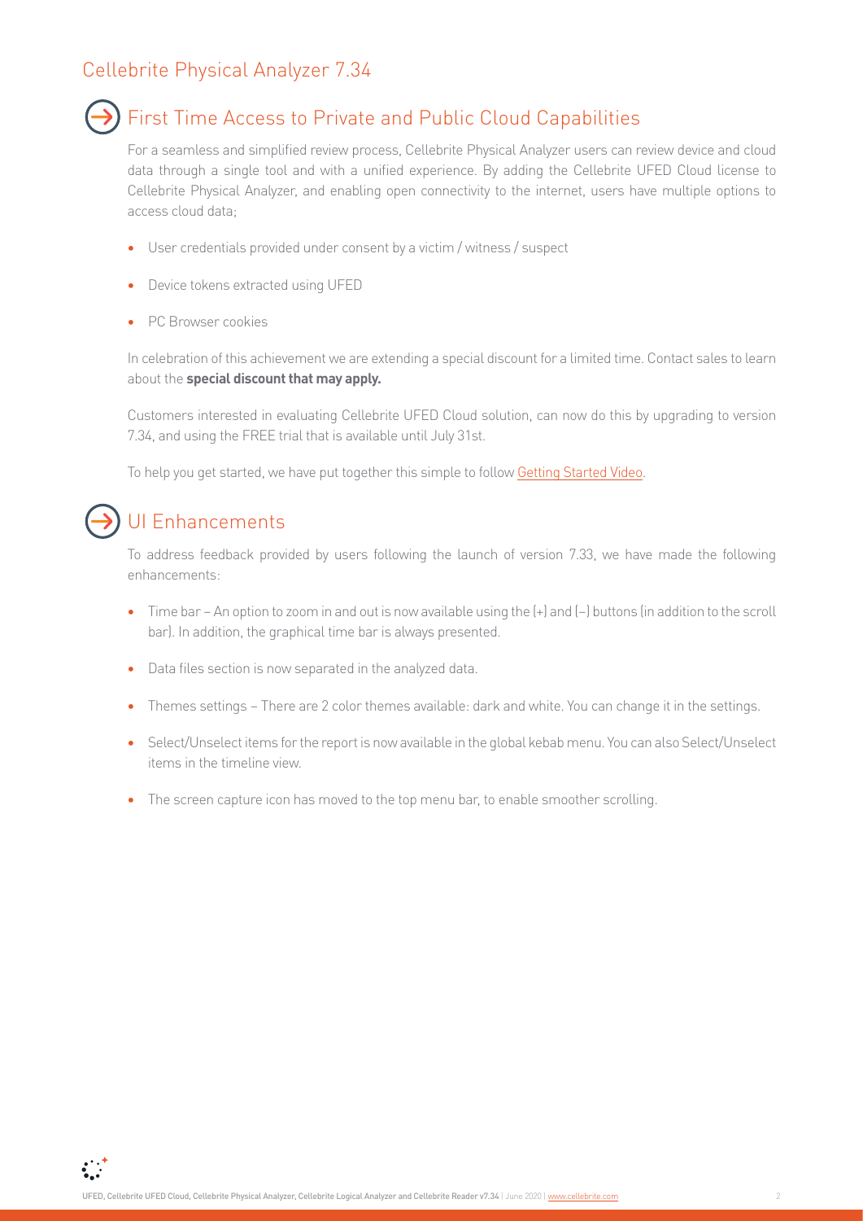# Cellebrite Physical Analyzer 7.34

## First Time Access to Private and Public Cloud Capabilities

For a seamless and simplified review process, Cellebrite Physical Analyzer users can review device and cloud data through a single tool and with a unified experience. By adding the Cellebrite UFED Cloud license to Cellebrite Physical Analyzer, and enabling open connectivity to the internet, users have multiple options to access cloud data;

- User credentials provided under consent by a victim / witness / suspect
- Device tokens extracted using UFED
- PC Browser cookies

In celebration of this achievement we are extending a special discount for a limited time. Contact sales to learn about the **special discount that may apply.**

Customers interested in evaluating Cellebrite UFED Cloud solution, can now do this by upgrading to version 7.34, and using the FREE trial that is available until July 31st.

To help you get started, we have put together this simple to follow Getting Started Video.

## UI Enhancements

To address feedback provided by users following the launch of version 7.33, we have made the following enhancements:

- Time bar – An option to zoom in and out is now available using the (+) and (–) buttons (in addition to the scroll bar). In addition, the graphical time bar is always presented.
- Data files section is now separated in the analyzed data.
- Themes settings – There are 2 color themes available: dark and white. You can change it in the settings.
- Select/Unselect items for the report is now available in the global kebab menu. You can also Select/Unselect items in the timeline view.
- The screen capture icon has moved to the top menu bar, to enable smoother scrolling.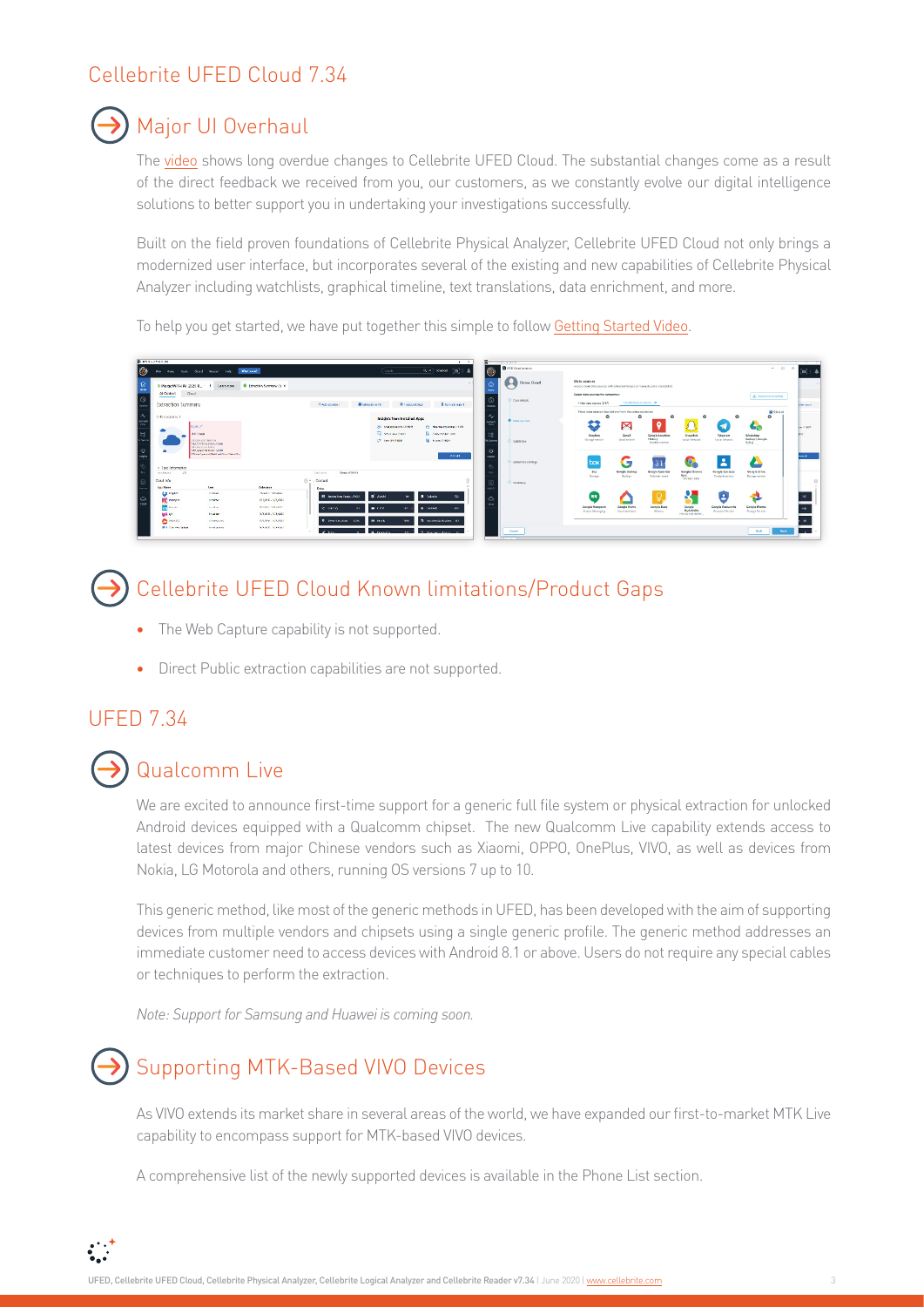## Cellebrite UFED Cloud 7.34

### Major UI Overhaul

The video shows long overdue changes to Cellebrite UFED Cloud. The substantial changes come as a result of the direct feedback we received from you, our customers, as we constantly evolve our digital intelligence solutions to better support you in undertaking your investigations successfully.

Built on the field proven foundations of Cellebrite Physical Analyzer, Cellebrite UFED Cloud not only brings a modernized user interface, but incorporates several of the existing and new capabilities of Cellebrite Physical Analyzer including watchlists, graphical timeline, text translations, data enrichment, and more.

To help you get started, we have put together this simple to follow Getting Started Video.

### Cellebrite UFED Cloud Known limitations/Product Gaps

- The Web Capture capability is not supported.
- Direct Public extraction capabilities are not supported.

## UFED 7.34

### Qualcomm Live

We are excited to announce first-time support for a generic full file system or physical extraction for unlocked Android devices equipped with a Qualcomm chipset. The new Qualcomm Live capability extends access to latest devices from major Chinese vendors such as Xiaomi, OPPO, OnePlus, VIVO, as well as devices from Nokia, LG Motorola and others, running OS versions 7 up to 10.

This generic method, like most of the generic methods in UFED, has been developed with the aim of supporting devices from multiple vendors and chipsets using a single generic profile. The generic method addresses an immediate customer need to access devices with Android 8.1 or above. Users do not require any special cables or techniques to perform the extraction.

*Note: Support for Samsung and Huawei is coming soon.*

### Supporting MTK-Based VIVO Devices

As VIVO extends its market share in several areas of the world, we have expanded our first-to-market MTK Live capability to encompass support for MTK-based VIVO devices.

A comprehensive list of the newly supported devices is available in the Phone List section.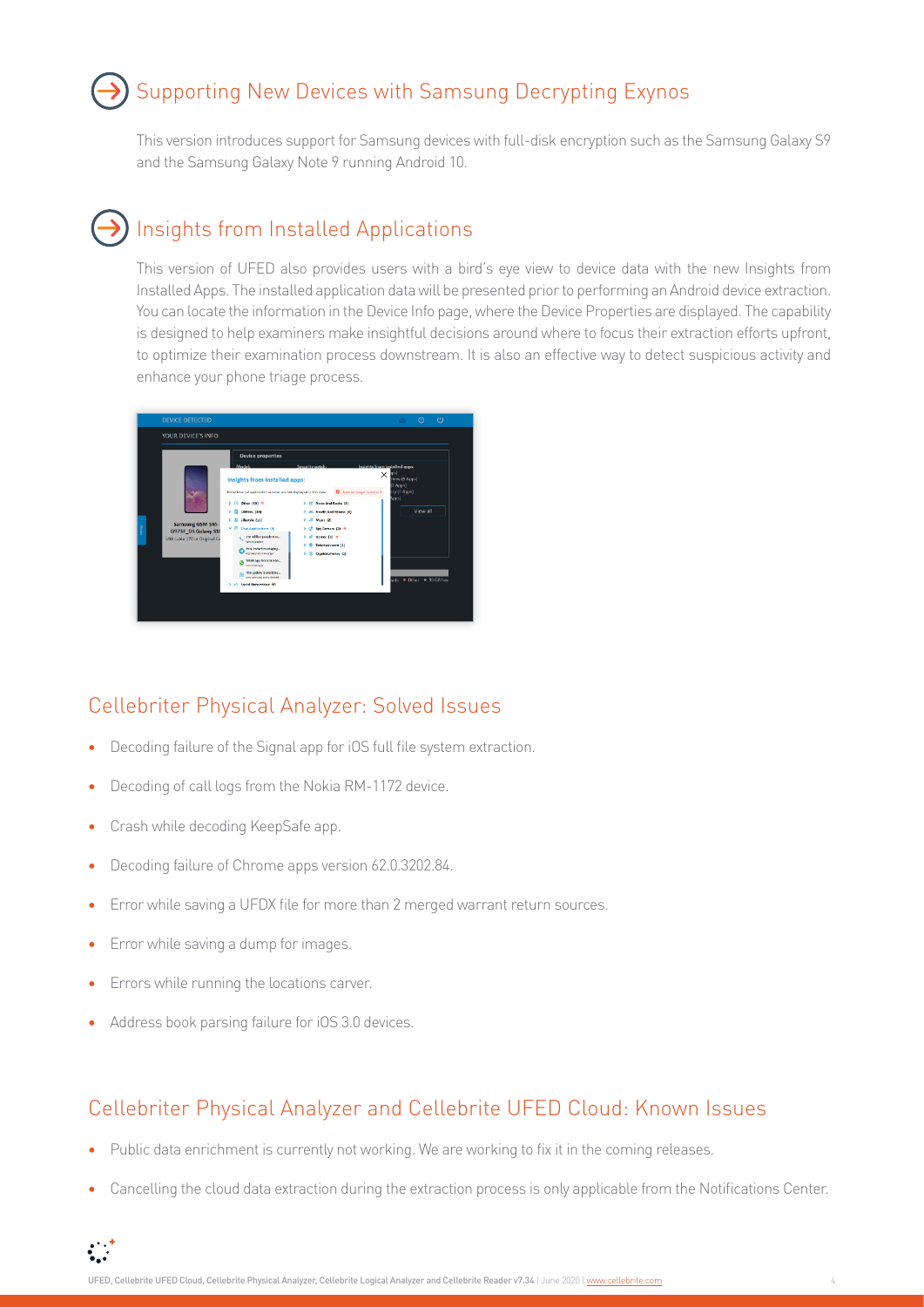## Supporting New Devices with Samsung Decrypting Exynos

This version introduces support for Samsung devices with full-disk encryption such as the Samsung Galaxy S9 and the Samsung Galaxy Note 9 running Android 10.

## Insights from Installed Applications

This version of UFED also provides users with a bird's eye view to device data with the new Insights from Installed Apps. The installed application data will be presented prior to performing an Android device extraction. You can locate the information in the Device Info page, where the Device Properties are displayed. The capability is designed to help examiners make insightful decisions around where to focus their extraction efforts upfront, to optimize their examination process downstream. It is also an effective way to detect suspicious activity and enhance your phone triage process.

## Cellebriter Physical Analyzer: Solved Issues

- Decoding failure of the Signal app for iOS full file system extraction.
- Decoding of call logs from the Nokia RM-1172 device.
- Crash while decoding KeepSafe app.
- Decoding failure of Chrome apps version 62.0.3202.84.
- Error while saving a UFDX file for more than 2 merged warrant return sources.
- Error while saving a dump for images.
- Errors while running the locations carver.
- Address book parsing failure for iOS 3.0 devices.

## Cellebriter Physical Analyzer and Cellebrite UFED Cloud: Known Issues

- Public data enrichment is currently not working. We are working to fix it in the coming releases.
- Cancelling the cloud data extraction during the extraction process is only applicable from the Notifications Center.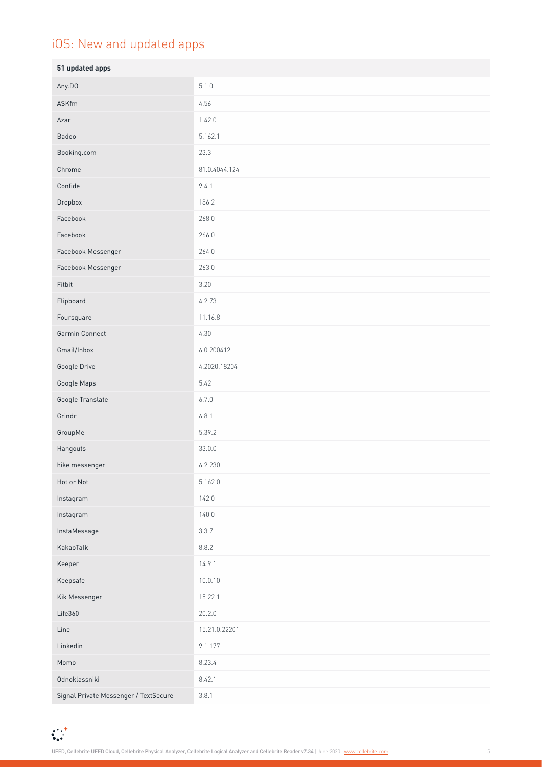# iOS: New and updated apps

| 51 updated apps | |
|---|---|
| Any.DO | 5.1.0 |
| ASKfm | 4.56 |
| Azar | 1.42.0 |
| Badoo | 5.162.1 |
| Booking.com | 23.3 |
| Chrome | 81.0.4044.124 |
| Confide | 9.4.1 |
| Dropbox | 186.2 |
| Facebook | 268.0 |
| Facebook | 266.0 |
| Facebook Messenger | 264.0 |
| Facebook Messenger | 263.0 |
| Fitbit | 3.20 |
| Flipboard | 4.2.73 |
| Foursquare | 11.16.8 |
| Garmin Connect | 4.30 |
| Gmail/Inbox | 6.0.200412 |
| Google Drive | 4.2020.18204 |
| Google Maps | 5.42 |
| Google Translate | 6.7.0 |
| Grindr | 6.8.1 |
| GroupMe | 5.39.2 |
| Hangouts | 33.0.0 |
| hike messenger | 6.2.230 |
| Hot or Not | 5.162.0 |
| Instagram | 142.0 |
| Instagram | 140.0 |
| InstaMessage | 3.3.7 |
| KakaoTalk | 8.8.2 |
| Keeper | 14.9.1 |
| Keepsafe | 10.0.10 |
| Kik Messenger | 15.22.1 |
| Life360 | 20.2.0 |
| Line | 15.21.0.22201 |
| Linkedin | 9.1.177 |
| Momo | 8.23.4 |
| Odnoklassniki | 8.42.1 |
| Signal Private Messenger / TextSecure | 3.8.1 |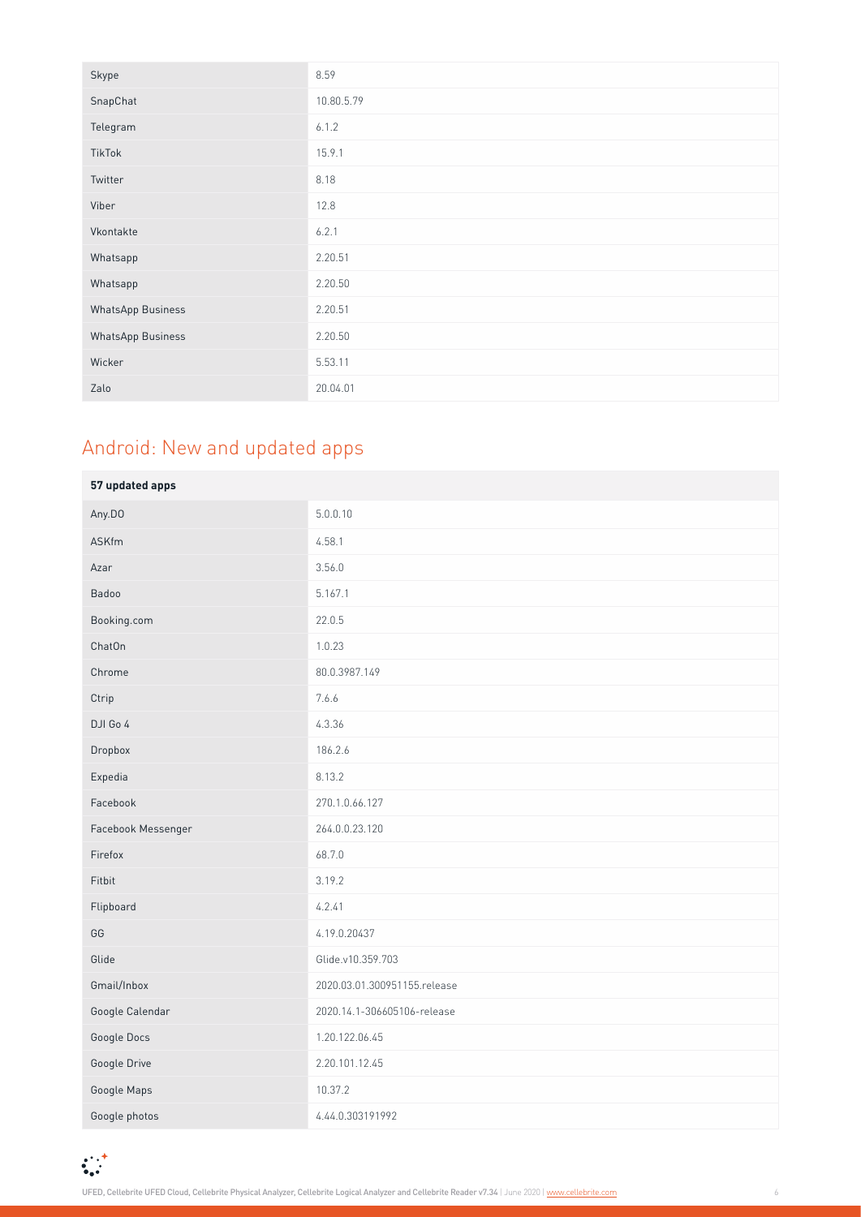| | |
|---|---|
| Skype | 8.59 |
| SnapChat | 10.80.5.79 |
| Telegram | 6.1.2 |
| TikTok | 15.9.1 |
| Twitter | 8.18 |
| Viber | 12.8 |
| Vkontakte | 6.2.1 |
| Whatsapp | 2.20.51 |
| Whatsapp | 2.20.50 |
| WhatsApp Business | 2.20.51 |
| WhatsApp Business | 2.20.50 |
| Wicker | 5.53.11 |
| Zalo | 20.04.01 |

## Android: New and updated apps

| **57 updated apps** | |
|---|---|
| Any.DO | 5.0.0.10 |
| ASKfm | 4.58.1 |
| Azar | 3.56.0 |
| Badoo | 5.167.1 |
| Booking.com | 22.0.5 |
| ChatOn | 1.0.23 |
| Chrome | 80.0.3987.149 |
| Ctrip | 7.6.6 |
| DJI Go 4 | 4.3.36 |
| Dropbox | 186.2.6 |
| Expedia | 8.13.2 |
| Facebook | 270.1.0.66.127 |
| Facebook Messenger | 264.0.0.23.120 |
| Firefox | 68.7.0 |
| Fitbit | 3.19.2 |
| Flipboard | 4.2.41 |
| GG | 4.19.0.20437 |
| Glide | Glide.v10.359.703 |
| Gmail/Inbox | 2020.03.01.300951155.release |
| Google Calendar | 2020.14.1-306605106-release |
| Google Docs | 1.20.122.06.45 |
| Google Drive | 2.20.101.12.45 |
| Google Maps | 10.37.2 |
| Google photos | 4.44.0.303191992 |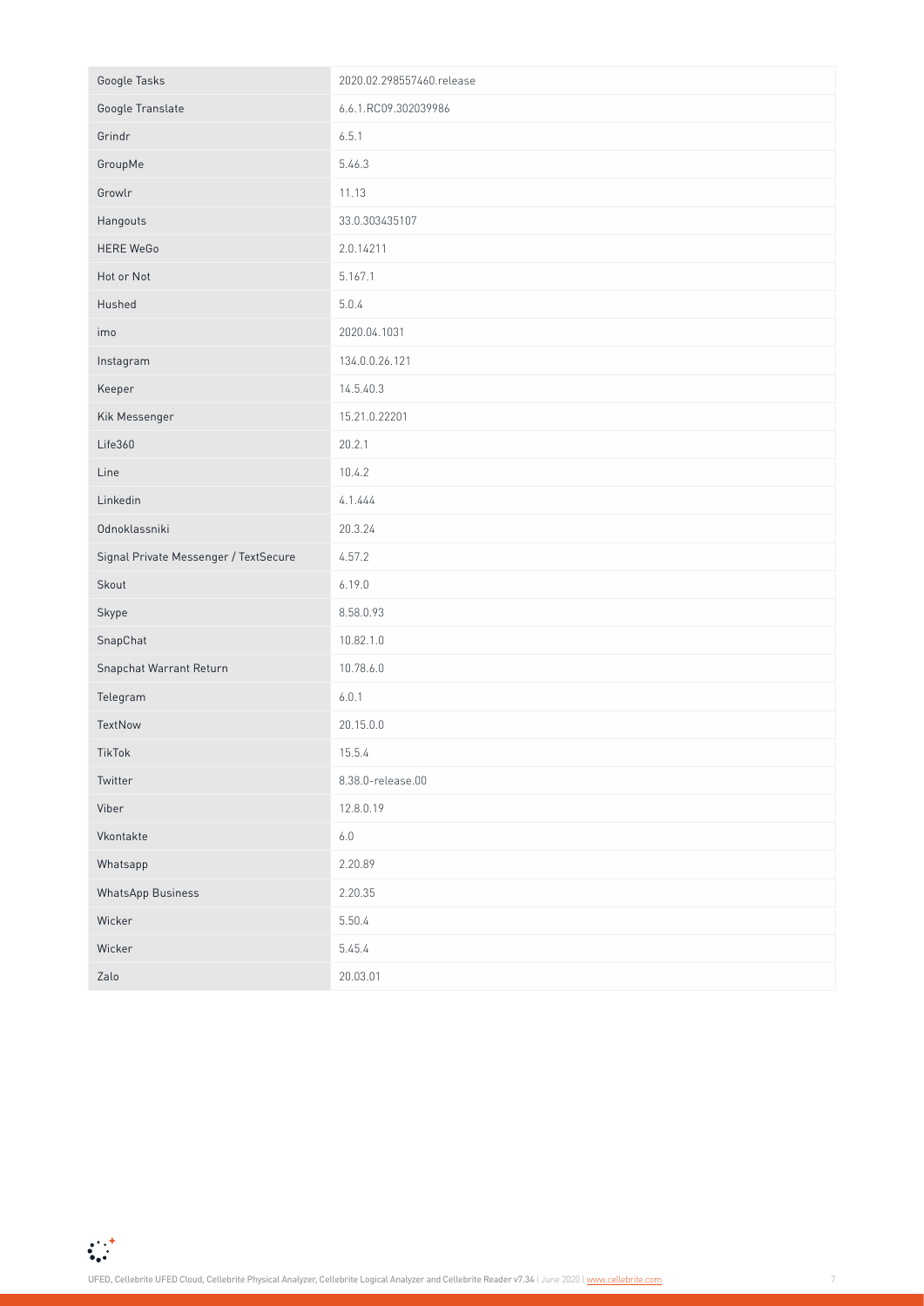| Google Tasks | 2020.02.298557460.release |
|---|---|
| Google Translate | 6.6.1.RC09.302039986 |
| Grindr | 6.5.1 |
| GroupMe | 5.46.3 |
| Growlr | 11.13 |
| Hangouts | 33.0.303435107 |
| HERE WeGo | 2.0.14211 |
| Hot or Not | 5.167.1 |
| Hushed | 5.0.4 |
| imo | 2020.04.1031 |
| Instagram | 134.0.0.26.121 |
| Keeper | 14.5.40.3 |
| Kik Messenger | 15.21.0.22201 |
| Life360 | 20.2.1 |
| Line | 10.4.2 |
| Linkedin | 4.1.444 |
| Odnoklassniki | 20.3.24 |
| Signal Private Messenger / TextSecure | 4.57.2 |
| Skout | 6.19.0 |
| Skype | 8.58.0.93 |
| SnapChat | 10.82.1.0 |
| Snapchat Warrant Return | 10.78.6.0 |
| Telegram | 6.0.1 |
| TextNow | 20.15.0.0 |
| TikTok | 15.5.4 |
| Twitter | 8.38.0-release.00 |
| Viber | 12.8.0.19 |
| Vkontakte | 6.0 |
| Whatsapp | 2.20.89 |
| WhatsApp Business | 2.20.35 |
| Wicker | 5.50.4 |
| Wicker | 5.45.4 |
| Zalo | 20.03.01 |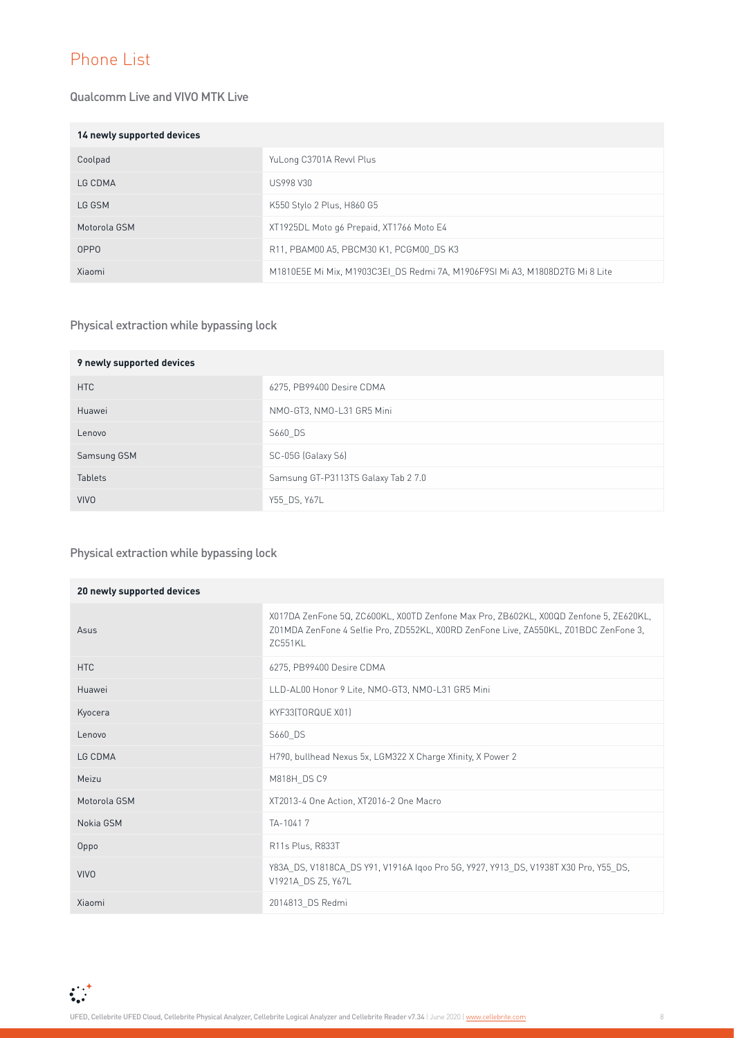# Phone List

## Qualcomm Live and VIVO MTK Live

| 14 newly supported devices | |
|---|---|
| Coolpad | YuLong C3701A Revvl Plus |
| LG CDMA | US998 V30 |
| LG GSM | K550 Stylo 2 Plus, H860 G5 |
| Motorola GSM | XT1925DL Moto g6 Prepaid, XT1766 Moto E4 |
| OPPO | R11, PBAM00 A5, PBCM30 K1, PCGM00_DS K3 |
| Xiaomi | M1810E5E Mi Mix, M1903C3EI_DS Redmi 7A, M1906F9SI Mi A3, M1808D2TG Mi 8 Lite |

## Physical extraction while bypassing lock

| 9 newly supported devices | |
|---|---|
| HTC | 6275, PB99400 Desire CDMA |
| Huawei | NMO-GT3, NMO-L31 GR5 Mini |
| Lenovo | S660_DS |
| Samsung GSM | SC-05G (Galaxy S6) |
| Tablets | Samsung GT-P3113TS Galaxy Tab 2 7.0 |
| VIVO | Y55_DS, Y67L |

## Physical extraction while bypassing lock

| 20 newly supported devices | |
|---|---|
| Asus | X017DA ZenFone 5Q, ZC600KL, X00TD Zenfone Max Pro, ZB602KL, X00QD Zenfone 5, ZE620KL, Z01MDA ZenFone 4 Selfie Pro, ZD552KL, X00RD ZenFone Live, ZA550KL, Z01BDC ZenFone 3, ZC551KL |
| HTC | 6275, PB99400 Desire CDMA |
| Huawei | LLD-AL00 Honor 9 Lite, NMO-GT3, NMO-L31 GR5 Mini |
| Kyocera | KYF33(TORQUE X01) |
| Lenovo | S660_DS |
| LG CDMA | H790, bullhead Nexus 5x, LGM322 X Charge Xfinity, X Power 2 |
| Meizu | M818H_DS C9 |
| Motorola GSM | XT2013-4 One Action, XT2016-2 One Macro |
| Nokia GSM | TA-1041 7 |
| Oppo | R11s Plus, R833T |
| VIVO | Y83A_DS, V1818CA_DS Y91, V1916A Iqoo Pro 5G, Y927, Y913_DS, V1938T X30 Pro, Y55_DS, V1921A_DS Z5, Y67L |
| Xiaomi | 2014813_DS Redmi |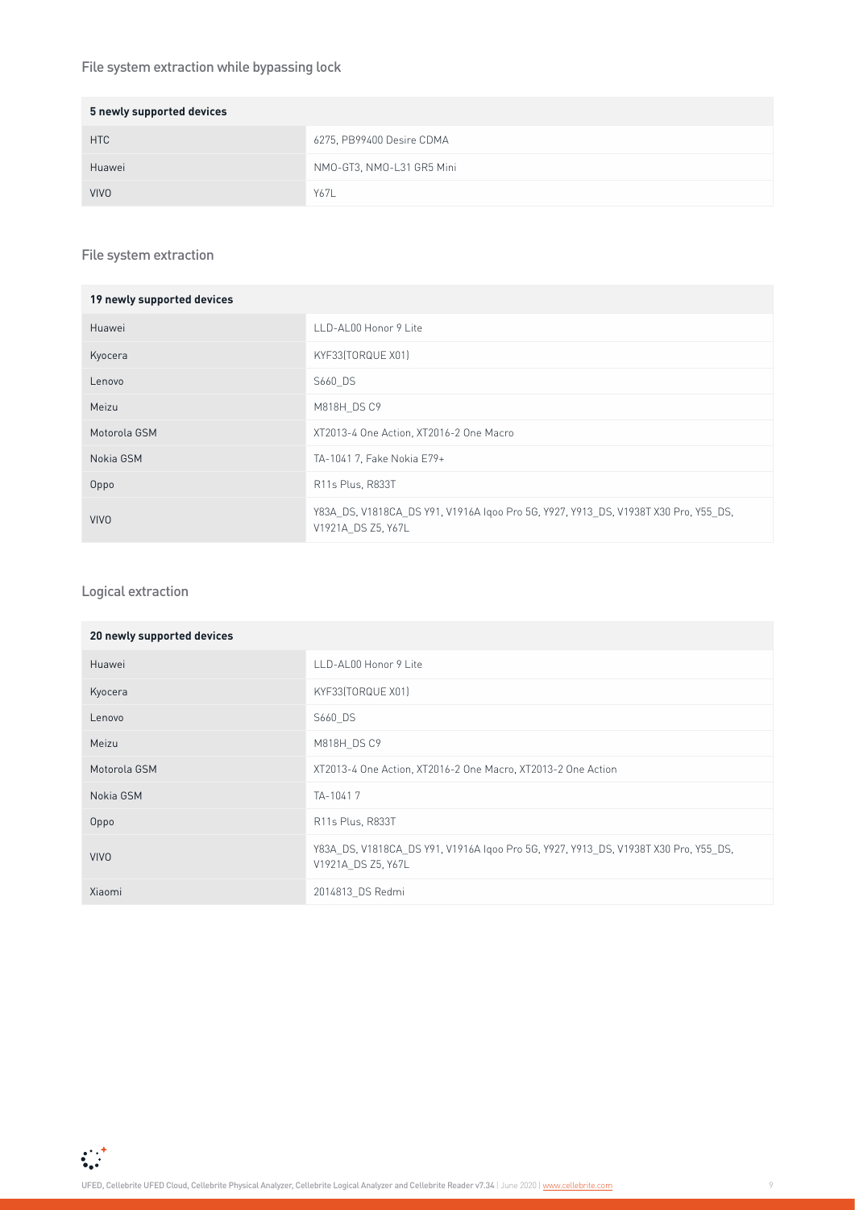### File system extraction while bypassing lock

| 5 newly supported devices | |
|---|---|
| HTC | 6275, PB99400 Desire CDMA |
| Huawei | NMO-GT3, NMO-L31 GR5 Mini |
| VIVO | Y67L |

### File system extraction

| 19 newly supported devices | |
|---|---|
| Huawei | LLD-AL00 Honor 9 Lite |
| Kyocera | KYF33(TORQUE X01) |
| Lenovo | S660_DS |
| Meizu | M818H_DS C9 |
| Motorola GSM | XT2013-4 One Action, XT2016-2 One Macro |
| Nokia GSM | TA-1041 7, Fake Nokia E79+ |
| Oppo | R11s Plus, R833T |
| VIVO | Y83A_DS, V1818CA_DS Y91, V1916A Iqoo Pro 5G, Y927, Y913_DS, V1938T X30 Pro, Y55_DS, V1921A_DS Z5, Y67L |

### Logical extraction

| 20 newly supported devices | |
|---|---|
| Huawei | LLD-AL00 Honor 9 Lite |
| Kyocera | KYF33(TORQUE X01) |
| Lenovo | S660_DS |
| Meizu | M818H_DS C9 |
| Motorola GSM | XT2013-4 One Action, XT2016-2 One Macro, XT2013-2 One Action |
| Nokia GSM | TA-1041 7 |
| Oppo | R11s Plus, R833T |
| VIVO | Y83A_DS, V1818CA_DS Y91, V1916A Iqoo Pro 5G, Y927, Y913_DS, V1938T X30 Pro, Y55_DS, V1921A_DS Z5, Y67L |
| Xiaomi | 2014813_DS Redmi |